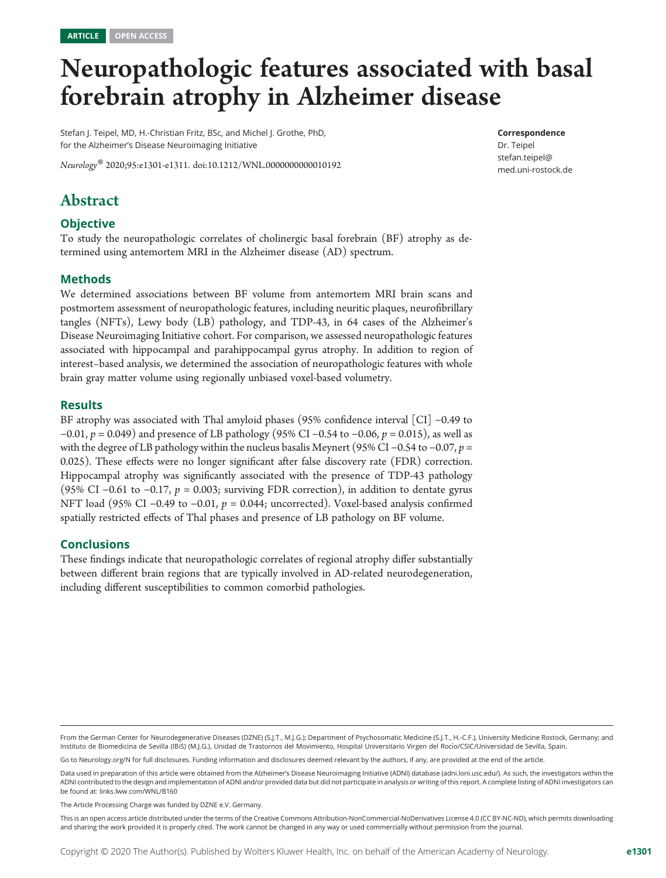ARTICLE OPEN ACCESS

# Neuropathologic features associated with basal forebrain atrophy in Alzheimer disease

Stefan J. Teipel, MD, H.-Christian Fritz, BSc, and Michel J. Grothe, PhD, for the Alzheimer's Disease Neuroimaging Initiative

*Neurology*® 2020;95:e1301-e1311. doi:10.1212/WNL.0000000000010192

**Correspondence**
Dr. Teipel
stefan.teipel@med.uni-rostock.de

## Abstract

### Objective

To study the neuropathologic correlates of cholinergic basal forebrain (BF) atrophy as determined using antemortem MRI in the Alzheimer disease (AD) spectrum.

### Methods

We determined associations between BF volume from antemortem MRI brain scans and postmortem assessment of neuropathologic features, including neuritic plaques, neurofibrillary tangles (NFTs), Lewy body (LB) pathology, and TDP-43, in 64 cases of the Alzheimer's Disease Neuroimaging Initiative cohort. For comparison, we assessed neuropathologic features associated with hippocampal and parahippocampal gyrus atrophy. In addition to region of interest–based analysis, we determined the association of neuropathologic features with whole brain gray matter volume using regionally unbiased voxel-based volumetry.

### Results

BF atrophy was associated with Thal amyloid phases (95% confidence interval [CI] −0.49 to −0.01, $p = 0.049$) and presence of LB pathology (95% CI −0.54 to −0.06, $p = 0.015$), as well as with the degree of LB pathology within the nucleus basalis Meynert (95% CI −0.54 to −0.07, $p = 0.025$). These effects were no longer significant after false discovery rate (FDR) correction. Hippocampal atrophy was significantly associated with the presence of TDP-43 pathology (95% CI −0.61 to −0.17, $p = 0.003$; surviving FDR correction), in addition to dentate gyrus NFT load (95% CI −0.49 to −0.01, $p = 0.044$; uncorrected). Voxel-based analysis confirmed spatially restricted effects of Thal phases and presence of LB pathology on BF volume.

### Conclusions

These findings indicate that neuropathologic correlates of regional atrophy differ substantially between different brain regions that are typically involved in AD-related neurodegeneration, including different susceptibilities to common comorbid pathologies.

From the German Center for Neurodegenerative Diseases (DZNE) (S.J.T., M.J.G.); Department of Psychosomatic Medicine (S.J.T., H.-C.F.), University Medicine Rostock, Germany; and Instituto de Biomedicina de Sevilla (IBiS) (M.J.G.), Unidad de Trastornos del Movimiento, Hospital Universitario Virgen del Rocío/CSIC/Universidad de Sevilla, Spain.

Go to Neurology.org/N for full disclosures. Funding information and disclosures deemed relevant by the authors, if any, are provided at the end of the article.

Data used in preparation of this article were obtained from the Alzheimer's Disease Neuroimaging Initiative (ADNI) database (adni.loni.usc.edu/). As such, the investigators within the ADNI contributed to the design and implementation of ADNI and/or provided data but did not participate in analysis or writing of this report. A complete listing of ADNI investigators can be found at: links.lww.com/WNL/B160

The Article Processing Charge was funded by DZNE e.V. Germany.

This is an open access article distributed under the terms of the Creative Commons Attribution-NonCommercial-NoDerivatives License 4.0 (CC BY-NC-ND), which permits downloading and sharing the work provided it is properly cited. The work cannot be changed in any way or used commercially without permission from the journal.

Copyright © 2020 The Author(s). Published by Wolters Kluwer Health, Inc. on behalf of the American Academy of Neurology.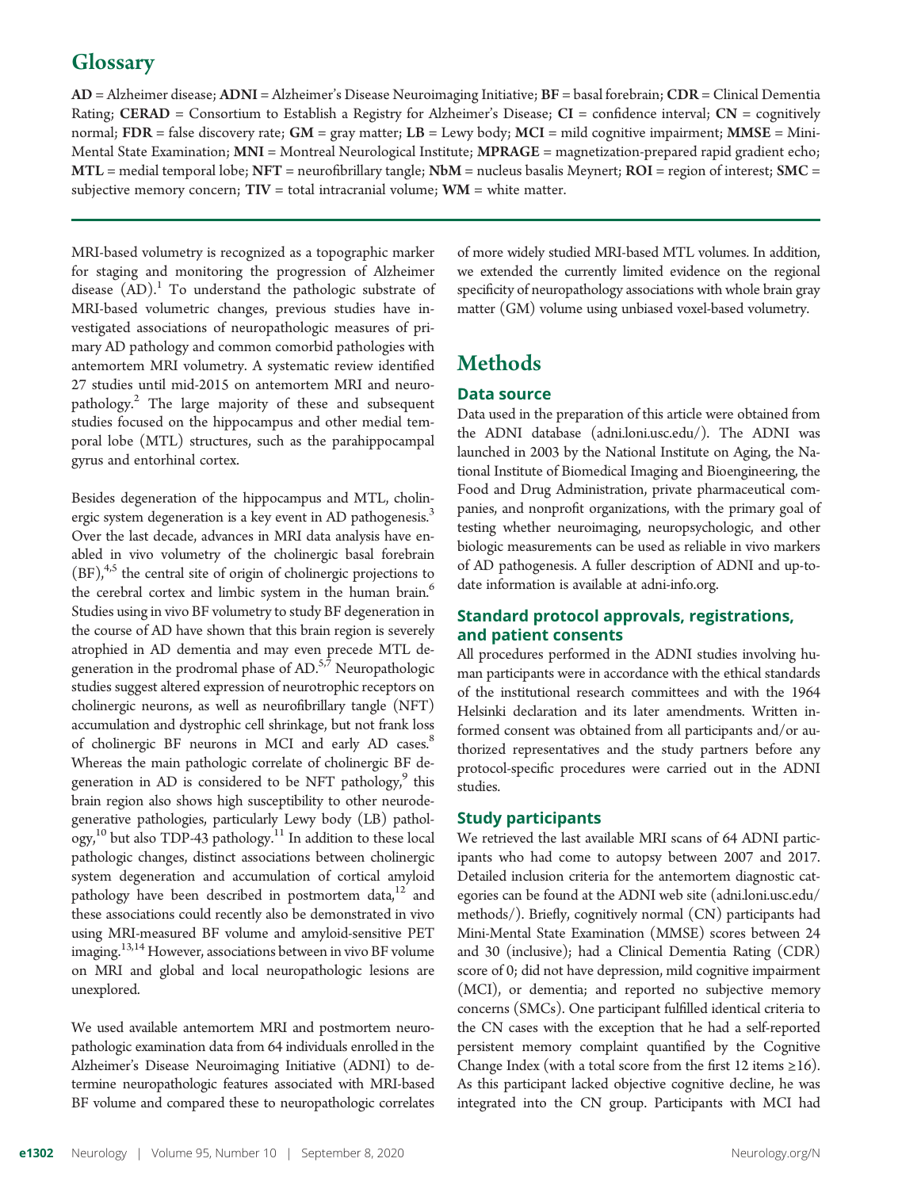## Glossary

**AD** = Alzheimer disease; **ADNI** = Alzheimer's Disease Neuroimaging Initiative; **BF** = basal forebrain; **CDR** = Clinical Dementia Rating; **CERAD** = Consortium to Establish a Registry for Alzheimer's Disease; **CI** = confidence interval; **CN** = cognitively normal; **FDR** = false discovery rate; **GM** = gray matter; **LB** = Lewy body; **MCI** = mild cognitive impairment; **MMSE** = Mini-Mental State Examination; **MNI** = Montreal Neurological Institute; **MPRAGE** = magnetization-prepared rapid gradient echo; **MTL** = medial temporal lobe; **NFT** = neurofibrillary tangle; **NbM** = nucleus basalis Meynert; **ROI** = region of interest; **SMC** = subjective memory concern; **TIV** = total intracranial volume; **WM** = white matter.

MRI-based volumetry is recognized as a topographic marker for staging and monitoring the progression of Alzheimer disease (AD).[1] To understand the pathologic substrate of MRI-based volumetric changes, previous studies have investigated associations of neuropathologic measures of primary AD pathology and common comorbid pathologies with antemortem MRI volumetry. A systematic review identified 27 studies until mid-2015 on antemortem MRI and neuropathology.[2] The large majority of these and subsequent studies focused on the hippocampus and other medial temporal lobe (MTL) structures, such as the parahippocampal gyrus and entorhinal cortex.

Besides degeneration of the hippocampus and MTL, cholinergic system degeneration is a key event in AD pathogenesis.[3] Over the last decade, advances in MRI data analysis have enabled in vivo volumetry of the cholinergic basal forebrain (BF),[4,5] the central site of origin of cholinergic projections to the cerebral cortex and limbic system in the human brain.[6] Studies using in vivo BF volumetry to study BF degeneration in the course of AD have shown that this brain region is severely atrophied in AD dementia and may even precede MTL degeneration in the prodromal phase of AD.[5,7] Neuropathologic studies suggest altered expression of neurotrophic receptors on cholinergic neurons, as well as neurofibrillary tangle (NFT) accumulation and dystrophic cell shrinkage, but not frank loss of cholinergic BF neurons in MCI and early AD cases.[8] Whereas the main pathologic correlate of cholinergic BF degeneration in AD is considered to be NFT pathology,[9] this brain region also shows high susceptibility to other neurodegenerative pathologies, particularly Lewy body (LB) pathology,[10] but also TDP-43 pathology.[11] In addition to these local pathologic changes, distinct associations between cholinergic system degeneration and accumulation of cortical amyloid pathology have been described in postmortem data,[12] and these associations could recently also be demonstrated in vivo using MRI-measured BF volume and amyloid-sensitive PET imaging.[13,14] However, associations between in vivo BF volume on MRI and global and local neuropathologic lesions are unexplored.

We used available antemortem MRI and postmortem neuropathologic examination data from 64 individuals enrolled in the Alzheimer's Disease Neuroimaging Initiative (ADNI) to determine neuropathologic features associated with MRI-based BF volume and compared these to neuropathologic correlates of more widely studied MRI-based MTL volumes. In addition, we extended the currently limited evidence on the regional specificity of neuropathology associations with whole brain gray matter (GM) volume using unbiased voxel-based volumetry.

# Methods

### Data source

Data used in the preparation of this article were obtained from the ADNI database (adni.loni.usc.edu/). The ADNI was launched in 2003 by the National Institute on Aging, the National Institute of Biomedical Imaging and Bioengineering, the Food and Drug Administration, private pharmaceutical companies, and nonprofit organizations, with the primary goal of testing whether neuroimaging, neuropsychologic, and other biologic measurements can be used as reliable in vivo markers of AD pathogenesis. A fuller description of ADNI and up-to-date information is available at adni-info.org.

### Standard protocol approvals, registrations, and patient consents

All procedures performed in the ADNI studies involving human participants were in accordance with the ethical standards of the institutional research committees and with the 1964 Helsinki declaration and its later amendments. Written informed consent was obtained from all participants and/or authorized representatives and the study partners before any protocol-specific procedures were carried out in the ADNI studies.

### Study participants

We retrieved the last available MRI scans of 64 ADNI participants who had come to autopsy between 2007 and 2017. Detailed inclusion criteria for the antemortem diagnostic categories can be found at the ADNI web site (adni.loni.usc.edu/methods/). Briefly, cognitively normal (CN) participants had Mini-Mental State Examination (MMSE) scores between 24 and 30 (inclusive); had a Clinical Dementia Rating (CDR) score of 0; did not have depression, mild cognitive impairment (MCI), or dementia; and reported no subjective memory concerns (SMCs). One participant fulfilled identical criteria to the CN cases with the exception that he had a self-reported persistent memory complaint quantified by the Cognitive Change Index (with a total score from the first 12 items ≥16). As this participant lacked objective cognitive decline, he was integrated into the CN group. Participants with MCI had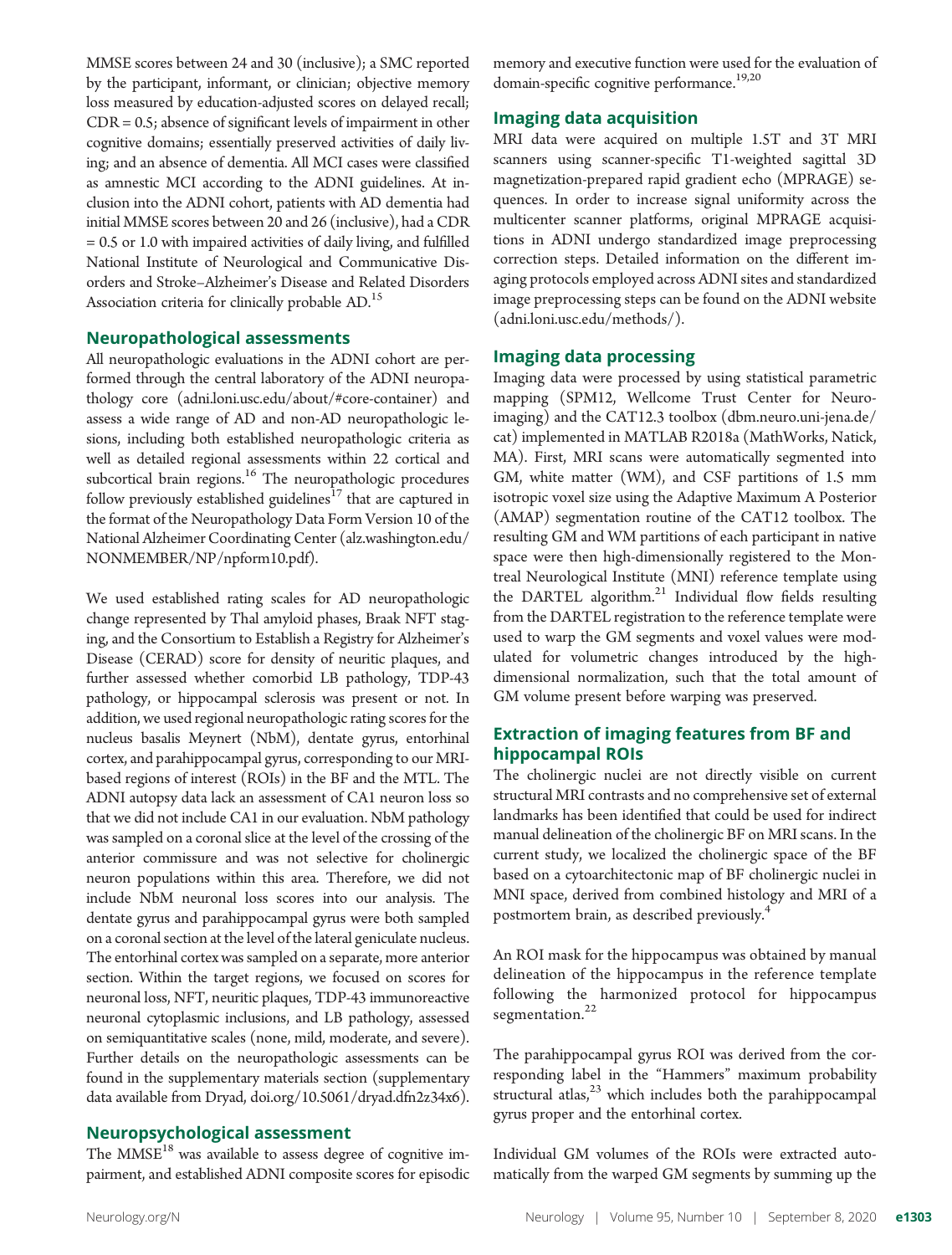MMSE scores between 24 and 30 (inclusive); a SMC reported by the participant, informant, or clinician; objective memory loss measured by education-adjusted scores on delayed recall; CDR = 0.5; absence of significant levels of impairment in other cognitive domains; essentially preserved activities of daily living; and an absence of dementia. All MCI cases were classified as amnestic MCI according to the ADNI guidelines. At inclusion into the ADNI cohort, patients with AD dementia had initial MMSE scores between 20 and 26 (inclusive), had a CDR = 0.5 or 1.0 with impaired activities of daily living, and fulfilled National Institute of Neurological and Communicative Disorders and Stroke–Alzheimer's Disease and Related Disorders Association criteria for clinically probable AD.[15]

## Neuropathological assessments

All neuropathologic evaluations in the ADNI cohort are performed through the central laboratory of the ADNI neuropathology core (adni.loni.usc.edu/about/#core-container) and assess a wide range of AD and non-AD neuropathologic lesions, including both established neuropathologic criteria as well as detailed regional assessments within 22 cortical and subcortical brain regions.[16] The neuropathologic procedures follow previously established guidelines[17] that are captured in the format of the Neuropathology Data Form Version 10 of the National Alzheimer Coordinating Center (alz.washington.edu/NONMEMBER/NP/npform10.pdf).

We used established rating scales for AD neuropathologic change represented by Thal amyloid phases, Braak NFT staging, and the Consortium to Establish a Registry for Alzheimer's Disease (CERAD) score for density of neuritic plaques, and further assessed whether comorbid LB pathology, TDP-43 pathology, or hippocampal sclerosis was present or not. In addition, we used regional neuropathologic rating scores for the nucleus basalis Meynert (NbM), dentate gyrus, entorhinal cortex, and parahippocampal gyrus, corresponding to our MRI-based regions of interest (ROIs) in the BF and the MTL. The ADNI autopsy data lack an assessment of CA1 neuron loss so that we did not include CA1 in our evaluation. NbM pathology was sampled on a coronal slice at the level of the crossing of the anterior commissure and was not selective for cholinergic neuron populations within this area. Therefore, we did not include NbM neuronal loss scores into our analysis. The dentate gyrus and parahippocampal gyrus were both sampled on a coronal section at the level of the lateral geniculate nucleus. The entorhinal cortex was sampled on a separate, more anterior section. Within the target regions, we focused on scores for neuronal loss, NFT, neuritic plaques, TDP-43 immunoreactive neuronal cytoplasmic inclusions, and LB pathology, assessed on semiquantitative scales (none, mild, moderate, and severe). Further details on the neuropathologic assessments can be found in the supplementary materials section (supplementary data available from Dryad, doi.org/10.5061/dryad.dfn2z34x6).

## Neuropsychological assessment

The MMSE[18] was available to assess degree of cognitive impairment, and established ADNI composite scores for episodic memory and executive function were used for the evaluation of domain-specific cognitive performance.[19,20]

## Imaging data acquisition

MRI data were acquired on multiple 1.5T and 3T MRI scanners using scanner-specific T1-weighted sagittal 3D magnetization-prepared rapid gradient echo (MPRAGE) sequences. In order to increase signal uniformity across the multicenter scanner platforms, original MPRAGE acquisitions in ADNI undergo standardized image preprocessing correction steps. Detailed information on the different imaging protocols employed across ADNI sites and standardized image preprocessing steps can be found on the ADNI website (adni.loni.usc.edu/methods/).

## Imaging data processing

Imaging data were processed by using statistical parametric mapping (SPM12, Wellcome Trust Center for Neuroimaging) and the CAT12.3 toolbox (dbm.neuro.uni-jena.de/cat) implemented in MATLAB R2018a (MathWorks, Natick, MA). First, MRI scans were automatically segmented into GM, white matter (WM), and CSF partitions of 1.5 mm isotropic voxel size using the Adaptive Maximum A Posterior (AMAP) segmentation routine of the CAT12 toolbox. The resulting GM and WM partitions of each participant in native space were then high-dimensionally registered to the Montreal Neurological Institute (MNI) reference template using the DARTEL algorithm.[21] Individual flow fields resulting from the DARTEL registration to the reference template were used to warp the GM segments and voxel values were modulated for volumetric changes introduced by the high-dimensional normalization, such that the total amount of GM volume present before warping was preserved.

## Extraction of imaging features from BF and hippocampal ROIs

The cholinergic nuclei are not directly visible on current structural MRI contrasts and no comprehensive set of external landmarks has been identified that could be used for indirect manual delineation of the cholinergic BF on MRI scans. In the current study, we localized the cholinergic space of the BF based on a cytoarchitectonic map of BF cholinergic nuclei in MNI space, derived from combined histology and MRI of a postmortem brain, as described previously.[4]

An ROI mask for the hippocampus was obtained by manual delineation of the hippocampus in the reference template following the harmonized protocol for hippocampus segmentation.[22]

The parahippocampal gyrus ROI was derived from the corresponding label in the "Hammers" maximum probability structural atlas,[23] which includes both the parahippocampal gyrus proper and the entorhinal cortex.

Individual GM volumes of the ROIs were extracted automatically from the warped GM segments by summing up the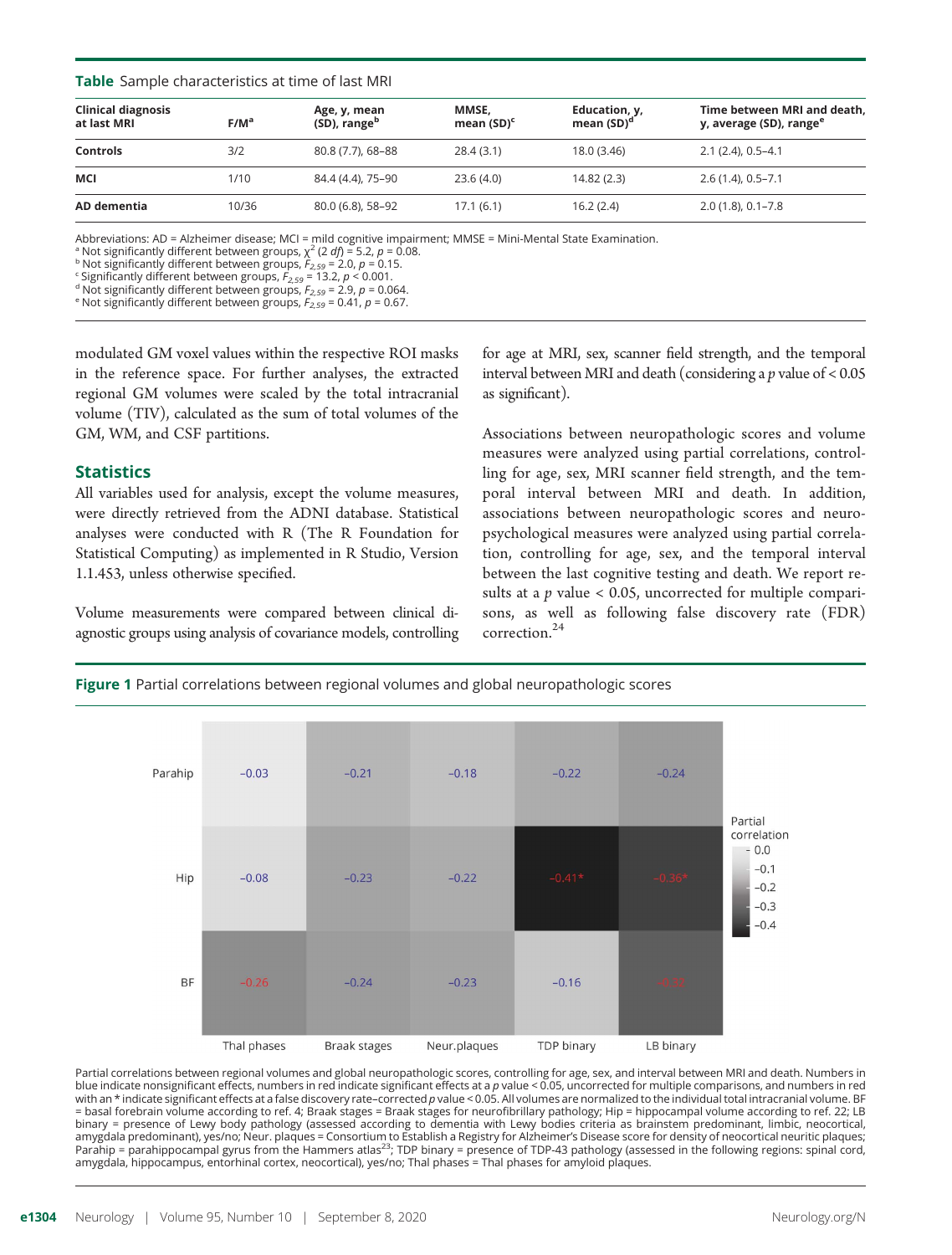**Table** Sample characteristics at time of last MRI

| Clinical diagnosis at last MRI | F/M[a] | Age, y, mean (SD), range[b] | MMSE, mean (SD)[c] | Education, y, mean (SD)[d] | Time between MRI and death, y, average (SD), range[e] |
|---|---|---|---|---|---|
| **Controls** | 3/2 | 80.8 (7.7), 68–88 | 28.4 (3.1) | 18.0 (3.46) | 2.1 (2.4), 0.5–4.1 |
| **MCI** | 1/10 | 84.4 (4.4), 75–90 | 23.6 (4.0) | 14.82 (2.3) | 2.6 (1.4), 0.5–7.1 |
| **AD dementia** | 10/36 | 80.0 (6.8), 58–92 | 17.1 (6.1) | 16.2 (2.4) | 2.0 (1.8), 0.1–7.8 |

Abbreviations: AD = Alzheimer disease; MCI = mild cognitive impairment; MMSE = Mini-Mental State Examination.
[a] Not significantly different between groups, $\chi^2$ (2 *df*) = 5.2, $p = 0.08$.
[b] Not significantly different between groups, $F_{2,59} = 2.0$, $p = 0.15$.
[c] Significantly different between groups, $F_{2,59} = 13.2$, $p < 0.001$.
[d] Not significantly different between groups, $F_{2,59} = 2.9$, $p = 0.064$.
[e] Not significantly different between groups, $F_{2,59} = 0.41$, $p = 0.67$.

modulated GM voxel values within the respective ROI masks in the reference space. For further analyses, the extracted regional GM volumes were scaled by the total intracranial volume (TIV), calculated as the sum of total volumes of the GM, WM, and CSF partitions.

## Statistics

All variables used for analysis, except the volume measures, were directly retrieved from the ADNI database. Statistical analyses were conducted with R (The R Foundation for Statistical Computing) as implemented in R Studio, Version 1.1.453, unless otherwise specified.

Volume measurements were compared between clinical diagnostic groups using analysis of covariance models, controlling for age at MRI, sex, scanner field strength, and the temporal interval between MRI and death (considering a *p* value of < 0.05 as significant).

Associations between neuropathologic scores and volume measures were analyzed using partial correlations, controlling for age, sex, MRI scanner field strength, and the temporal interval between MRI and death. In addition, associations between neuropathologic scores and neuropsychological measures were analyzed using partial correlation, controlling for age, sex, and the temporal interval between the last cognitive testing and death. We report results at a *p* value < 0.05, uncorrected for multiple comparisons, as well as following false discovery rate (FDR) correction.[24]

**Figure 1** Partial correlations between regional volumes and global neuropathologic scores

| | Thal phases | Braak stages | Neur.plaques | TDP binary | LB binary |
|---|---|---|---|---|---|
| Parahip | −0.03 | −0.21 | −0.18 | −0.22 | −0.24 |
| Hip | −0.08 | −0.23 | −0.22 | −0.41* | −0.36* |
| BF | −0.26 | −0.24 | −0.23 | −0.16 | −0.32 |

Partial correlations between regional volumes and global neuropathologic scores, controlling for age, sex, and interval between MRI and death. Numbers in blue indicate nonsignificant effects, numbers in red indicate significant effects at a *p* value < 0.05, uncorrected for multiple comparisons, and numbers in red with an * indicate significant effects at a false discovery rate–corrected *p* value < 0.05. All volumes are normalized to the individual total intracranial volume. BF = basal forebrain volume according to ref. 4; Braak stages = Braak stages for neurofibrillary pathology; Hip = hippocampal volume according to ref. 22; LB binary = presence of Lewy body pathology (assessed according to dementia with Lewy bodies criteria as brainstem predominant, limbic, neocortical, amygdala predominant), yes/no; Neur. plaques = Consortium to Establish a Registry for Alzheimer's Disease score for density of neocortical neuritic plaques; Parahip = parahippocampal gyrus from the Hammers atlas[23]; TDP binary = presence of TDP-43 pathology (assessed in the following regions: spinal cord, amygdala, hippocampus, entorhinal cortex, neocortical), yes/no; Thal phases = Thal phases for amyloid plaques.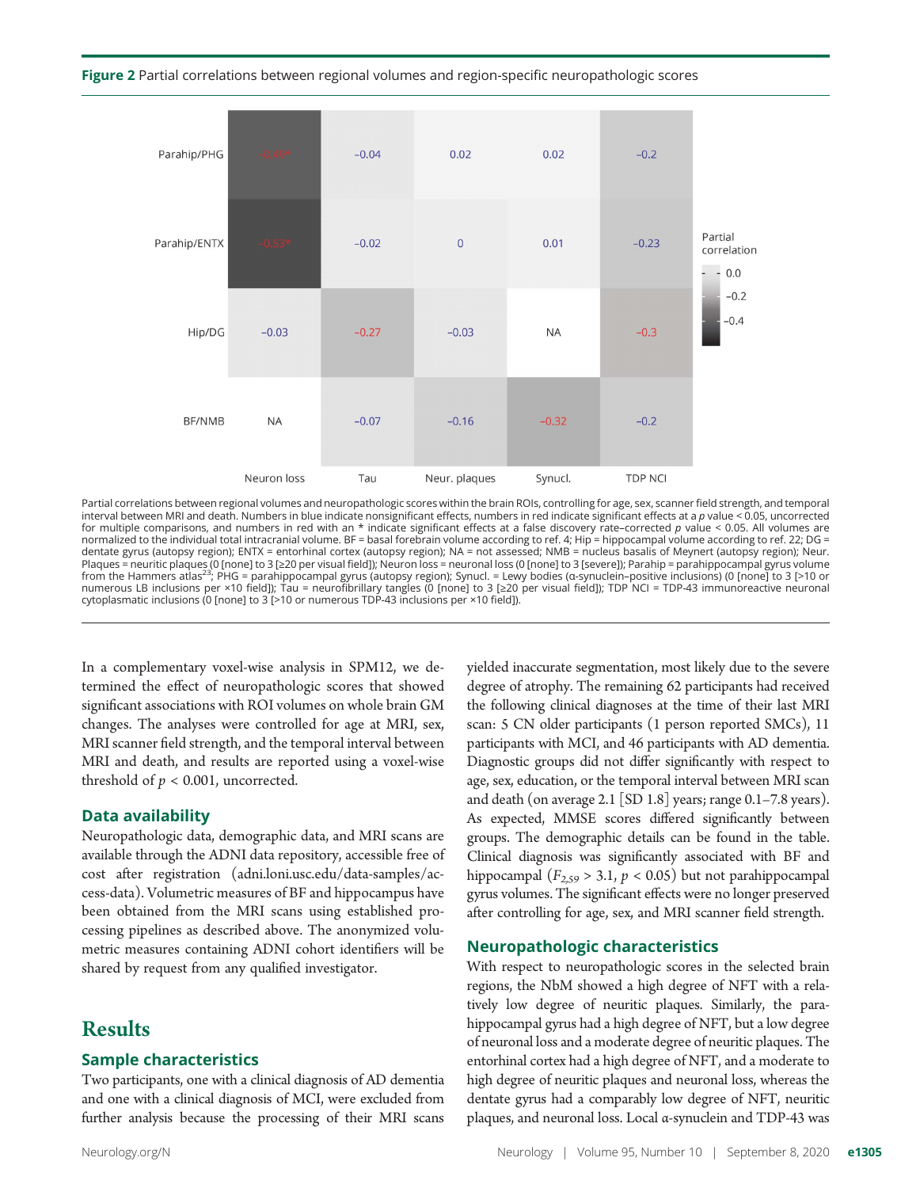**Figure 2** Partial correlations between regional volumes and region-specific neuropathologic scores

| | Neuron loss | Tau | Neur. plaques | Synucl. | TDP NCI |
|---|---|---|---|---|---|
| Parahip/PHG | −0.49* | −0.04 | 0.02 | 0.02 | −0.2 |
| Parahip/ENTX | −0.53* | −0.02 | 0 | 0.01 | −0.23 |
| Hip/DG | −0.03 | −0.27 | −0.03 | NA | −0.3 |
| BF/NMB | NA | −0.07 | −0.16 | −0.32 | −0.2 |

Partial correlation: 0.0, −0.2, −0.4

Partial correlations between regional volumes and neuropathologic scores within the brain ROIs, controlling for age, sex, scanner field strength, and temporal interval between MRI and death. Numbers in blue indicate nonsignificant effects, numbers in red indicate significant effects at a $p$ value < 0.05, uncorrected for multiple comparisons, and numbers in red with an * indicate significant effects at a false discovery rate–corrected $p$ value < 0.05. All volumes are normalized to the individual total intracranial volume. BF = basal forebrain volume according to ref. 4; Hip = hippocampal volume according to ref. 22; DG = dentate gyrus (autopsy region); ENTX = entorhinal cortex (autopsy region); NA = not assessed; NMB = nucleus basalis of Meynert (autopsy region); Neur. Plaques = neuritic plaques (0 [none] to 3 [≥20 per visual field]); Neuron loss = neuronal loss (0 [none] to 3 [severe]); Parahip = parahippocampal gyrus volume from the Hammers atlas[23]; PHG = parahippocampal gyrus (autopsy region); Synucl. = Lewy bodies (α-synuclein–positive inclusions) (0 [none] to 3 [>10 or numerous LB inclusions per ×10 field]); Tau = neurofibrillary tangles (0 [none] to 3 [≥20 per visual field]); TDP NCI = TDP-43 immunoreactive neuronal cytoplasmatic inclusions (0 [none] to 3 [>10 or numerous TDP-43 inclusions per ×10 field]).

In a complementary voxel-wise analysis in SPM12, we determined the effect of neuropathologic scores that showed significant associations with ROI volumes on whole brain GM changes. The analyses were controlled for age at MRI, sex, MRI scanner field strength, and the temporal interval between MRI and death, and results are reported using a voxel-wise threshold of $p < 0.001$, uncorrected.

### Data availability

Neuropathologic data, demographic data, and MRI scans are available through the ADNI data repository, accessible free of cost after registration (adni.loni.usc.edu/data-samples/access-data). Volumetric measures of BF and hippocampus have been obtained from the MRI scans using established processing pipelines as described above. The anonymized volumetric measures containing ADNI cohort identifiers will be shared by request from any qualified investigator.

## Results

### Sample characteristics

Two participants, one with a clinical diagnosis of AD dementia and one with a clinical diagnosis of MCI, were excluded from further analysis because the processing of their MRI scans yielded inaccurate segmentation, most likely due to the severe degree of atrophy. The remaining 62 participants had received the following clinical diagnoses at the time of their last MRI scan: 5 CN older participants (1 person reported SMCs), 11 participants with MCI, and 46 participants with AD dementia. Diagnostic groups did not differ significantly with respect to age, sex, education, or the temporal interval between MRI scan and death (on average 2.1 [SD 1.8] years; range 0.1–7.8 years). As expected, MMSE scores differed significantly between groups. The demographic details can be found in the table. Clinical diagnosis was significantly associated with BF and hippocampal ($F_{2,59} > 3.1$, $p < 0.05$) but not parahippocampal gyrus volumes. The significant effects were no longer preserved after controlling for age, sex, and MRI scanner field strength.

### Neuropathologic characteristics

With respect to neuropathologic scores in the selected brain regions, the NbM showed a high degree of NFT with a relatively low degree of neuritic plaques. Similarly, the parahippocampal gyrus had a high degree of NFT, but a low degree of neuronal loss and a moderate degree of neuritic plaques. The entorhinal cortex had a high degree of NFT, and a moderate to high degree of neuritic plaques and neuronal loss, whereas the dentate gyrus had a comparably low degree of NFT, neuritic plaques, and neuronal loss. Local α-synuclein and TDP-43 was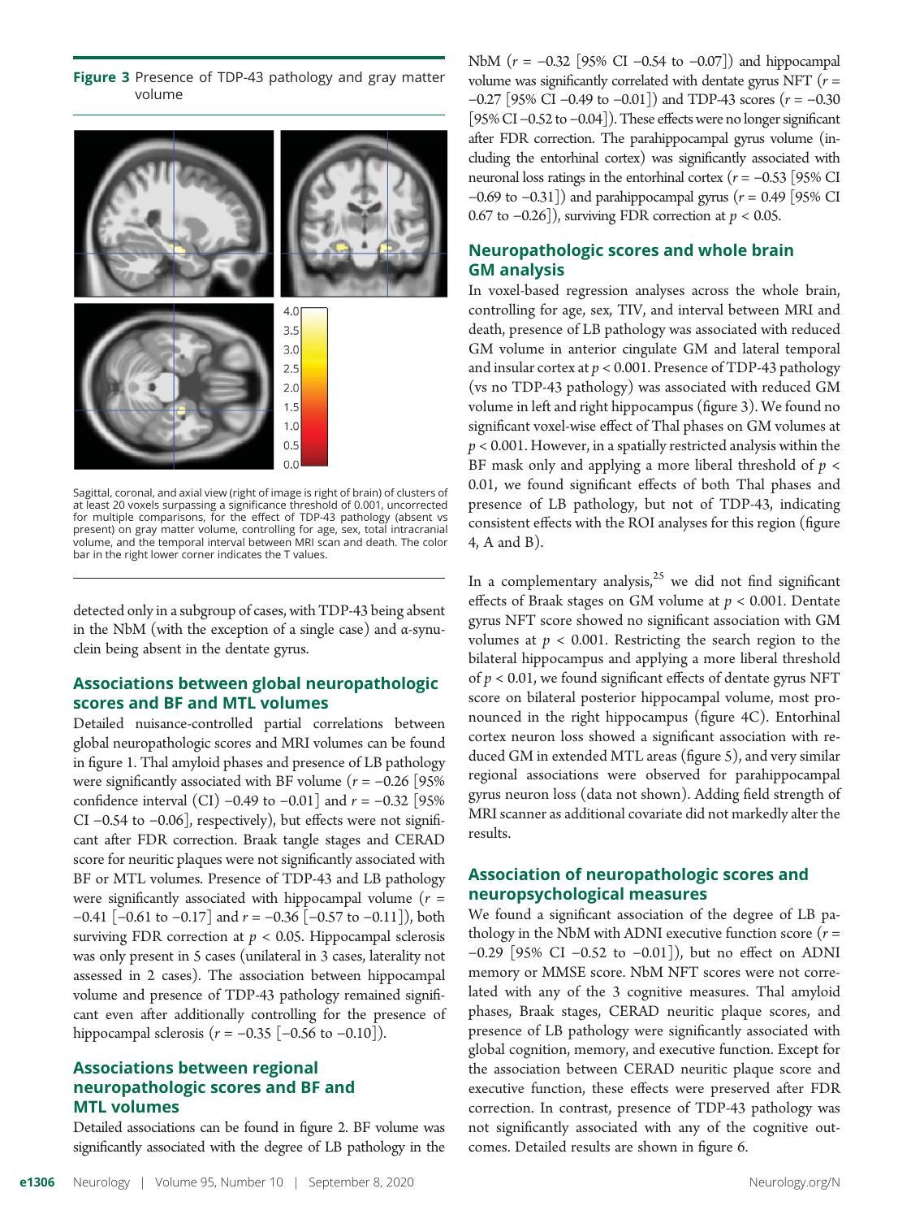**Figure 3** Presence of TDP-43 pathology and gray matter volume

Sagittal, coronal, and axial view (right of image is right of brain) of clusters of at least 20 voxels surpassing a significance threshold of 0.001, uncorrected for multiple comparisons, for the effect of TDP-43 pathology (absent vs present) on gray matter volume, controlling for age, sex, total intracranial volume, and the temporal interval between MRI scan and death. The color bar in the right lower corner indicates the T values.

detected only in a subgroup of cases, with TDP-43 being absent in the NbM (with the exception of a single case) and α-synuclein being absent in the dentate gyrus.

## Associations between global neuropathologic scores and BF and MTL volumes

Detailed nuisance-controlled partial correlations between global neuropathologic scores and MRI volumes can be found in figure 1. Thal amyloid phases and presence of LB pathology were significantly associated with BF volume ($r$ = −0.26 [95% confidence interval (CI) −0.49 to −0.01] and $r$ = −0.32 [95% CI −0.54 to −0.06], respectively), but effects were not significant after FDR correction. Braak tangle stages and CERAD score for neuritic plaques were not significantly associated with BF or MTL volumes. Presence of TDP-43 and LB pathology were significantly associated with hippocampal volume ($r$ = −0.41 [−0.61 to −0.17] and $r$ = −0.36 [−0.57 to −0.11]), both surviving FDR correction at $p < 0.05$. Hippocampal sclerosis was only present in 5 cases (unilateral in 3 cases, laterality not assessed in 2 cases). The association between hippocampal volume and presence of TDP-43 pathology remained significant even after additionally controlling for the presence of hippocampal sclerosis ($r$ = −0.35 [−0.56 to −0.10]).

## Associations between regional neuropathologic scores and BF and MTL volumes

Detailed associations can be found in figure 2. BF volume was significantly associated with the degree of LB pathology in the NbM ($r$ = −0.32 [95% CI −0.54 to −0.07]) and hippocampal volume was significantly correlated with dentate gyrus NFT ($r$ = −0.27 [95% CI −0.49 to −0.01]) and TDP-43 scores ($r$ = −0.30 [95% CI −0.52 to −0.04]). These effects were no longer significant after FDR correction. The parahippocampal gyrus volume (including the entorhinal cortex) was significantly associated with neuronal loss ratings in the entorhinal cortex ($r$ = −0.53 [95% CI −0.69 to −0.31]) and parahippocampal gyrus ($r$ = 0.49 [95% CI 0.67 to −0.26]), surviving FDR correction at $p < 0.05$.

## Neuropathologic scores and whole brain GM analysis

In voxel-based regression analyses across the whole brain, controlling for age, sex, TIV, and interval between MRI and death, presence of LB pathology was associated with reduced GM volume in anterior cingulate GM and lateral temporal and insular cortex at $p < 0.001$. Presence of TDP-43 pathology (vs no TDP-43 pathology) was associated with reduced GM volume in left and right hippocampus (figure 3). We found no significant voxel-wise effect of Thal phases on GM volumes at $p < 0.001$. However, in a spatially restricted analysis within the BF mask only and applying a more liberal threshold of $p < 0.01$, we found significant effects of both Thal phases and presence of LB pathology, but not of TDP-43, indicating consistent effects with the ROI analyses for this region (figure 4, A and B).

In a complementary analysis,[25] we did not find significant effects of Braak stages on GM volume at $p < 0.001$. Dentate gyrus NFT score showed no significant association with GM volumes at $p < 0.001$. Restricting the search region to the bilateral hippocampus and applying a more liberal threshold of $p < 0.01$, we found significant effects of dentate gyrus NFT score on bilateral posterior hippocampal volume, most pronounced in the right hippocampus (figure 4C). Entorhinal cortex neuron loss showed a significant association with reduced GM in extended MTL areas (figure 5), and very similar regional associations were observed for parahippocampal gyrus neuron loss (data not shown). Adding field strength of MRI scanner as additional covariate did not markedly alter the results.

## Association of neuropathologic scores and neuropsychological measures

We found a significant association of the degree of LB pathology in the NbM with ADNI executive function score ($r$ = −0.29 [95% CI −0.52 to −0.01]), but no effect on ADNI memory or MMSE score. NbM NFT scores were not correlated with any of the 3 cognitive measures. Thal amyloid phases, Braak stages, CERAD neuritic plaque scores, and presence of LB pathology were significantly associated with global cognition, memory, and executive function. Except for the association between CERAD neuritic plaque score and executive function, these effects were preserved after FDR correction. In contrast, presence of TDP-43 pathology was not significantly associated with any of the cognitive outcomes. Detailed results are shown in figure 6.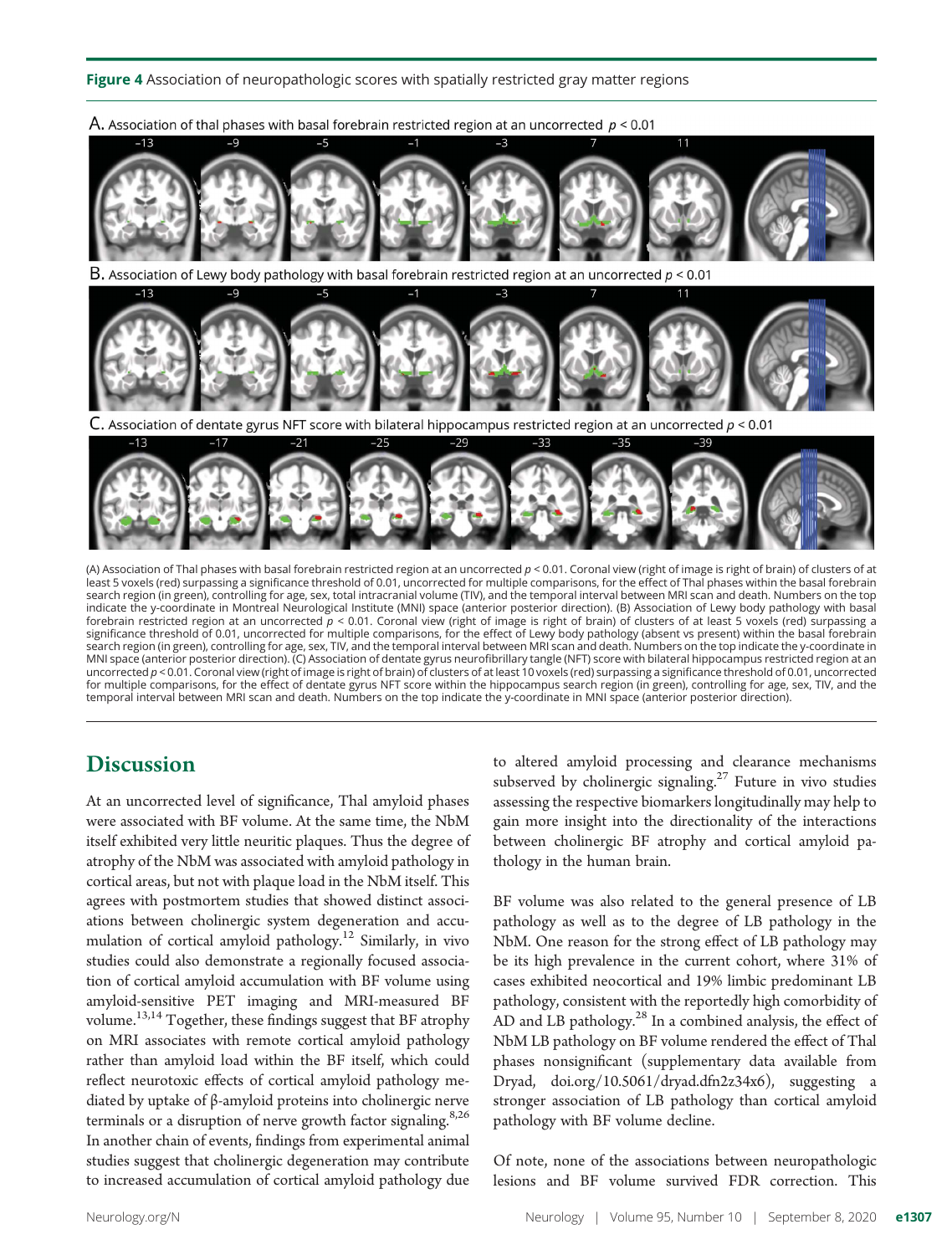**Figure 4** Association of neuropathologic scores with spatially restricted gray matter regions

A. Association of thal phases with basal forebrain restricted region at an uncorrected $p < 0.01$

B. Association of Lewy body pathology with basal forebrain restricted region at an uncorrected $p < 0.01$

C. Association of dentate gyrus NFT score with bilateral hippocampus restricted region at an uncorrected $p < 0.01$

(A) Association of Thal phases with basal forebrain restricted region at an uncorrected $p < 0.01$. Coronal view (right of image is right of brain) of clusters of at least 5 voxels (red) surpassing a significance threshold of 0.01, uncorrected for multiple comparisons, for the effect of Thal phases within the basal forebrain search region (in green), controlling for age, sex, total intracranial volume (TIV), and the temporal interval between MRI scan and death. Numbers on the top indicate the y-coordinate in Montreal Neurological Institute (MNI) space (anterior posterior direction). (B) Association of Lewy body pathology with basal forebrain restricted region at an uncorrected $p < 0.01$. Coronal view (right of image is right of brain) of clusters of at least 5 voxels (red) surpassing a significance threshold of 0.01, uncorrected for multiple comparisons, for the effect of Lewy body pathology (absent vs present) within the basal forebrain search region (in green), controlling for age, sex, TIV, and the temporal interval between MRI scan and death. Numbers on the top indicate the y-coordinate in MNI space (anterior posterior direction). (C) Association of dentate gyrus neurofibrillary tangle (NFT) score with bilateral hippocampus restricted region at an uncorrected $p < 0.01$. Coronal view (right of image is right of brain) of clusters of at least 10 voxels (red) surpassing a significance threshold of 0.01, uncorrected for multiple comparisons, for the effect of dentate gyrus NFT score within the hippocampus search region (in green), controlling for age, sex, TIV, and the temporal interval between MRI scan and death. Numbers on the top indicate the y-coordinate in MNI space (anterior posterior direction).

## Discussion

At an uncorrected level of significance, Thal amyloid phases were associated with BF volume. At the same time, the NbM itself exhibited very little neuritic plaques. Thus the degree of atrophy of the NbM was associated with amyloid pathology in cortical areas, but not with plaque load in the NbM itself. This agrees with postmortem studies that showed distinct associations between cholinergic system degeneration and accumulation of cortical amyloid pathology.[12] Similarly, in vivo studies could also demonstrate a regionally focused association of cortical amyloid accumulation with BF volume using amyloid-sensitive PET imaging and MRI-measured BF volume.[13,14] Together, these findings suggest that BF atrophy on MRI associates with remote cortical amyloid pathology rather than amyloid load within the BF itself, which could reflect neurotoxic effects of cortical amyloid pathology mediated by uptake of β-amyloid proteins into cholinergic nerve terminals or a disruption of nerve growth factor signaling.[8,26] In another chain of events, findings from experimental animal studies suggest that cholinergic degeneration may contribute to increased accumulation of cortical amyloid pathology due to altered amyloid processing and clearance mechanisms subserved by cholinergic signaling.[27] Future in vivo studies assessing the respective biomarkers longitudinally may help to gain more insight into the directionality of the interactions between cholinergic BF atrophy and cortical amyloid pathology in the human brain.

BF volume was also related to the general presence of LB pathology as well as to the degree of LB pathology in the NbM. One reason for the strong effect of LB pathology may be its high prevalence in the current cohort, where 31% of cases exhibited neocortical and 19% limbic predominant LB pathology, consistent with the reportedly high comorbidity of AD and LB pathology.[28] In a combined analysis, the effect of NbM LB pathology on BF volume rendered the effect of Thal phases nonsignificant (supplementary data available from Dryad, doi.org/10.5061/dryad.dfn2z34x6), suggesting a stronger association of LB pathology than cortical amyloid pathology with BF volume decline.

Of note, none of the associations between neuropathologic lesions and BF volume survived FDR correction. This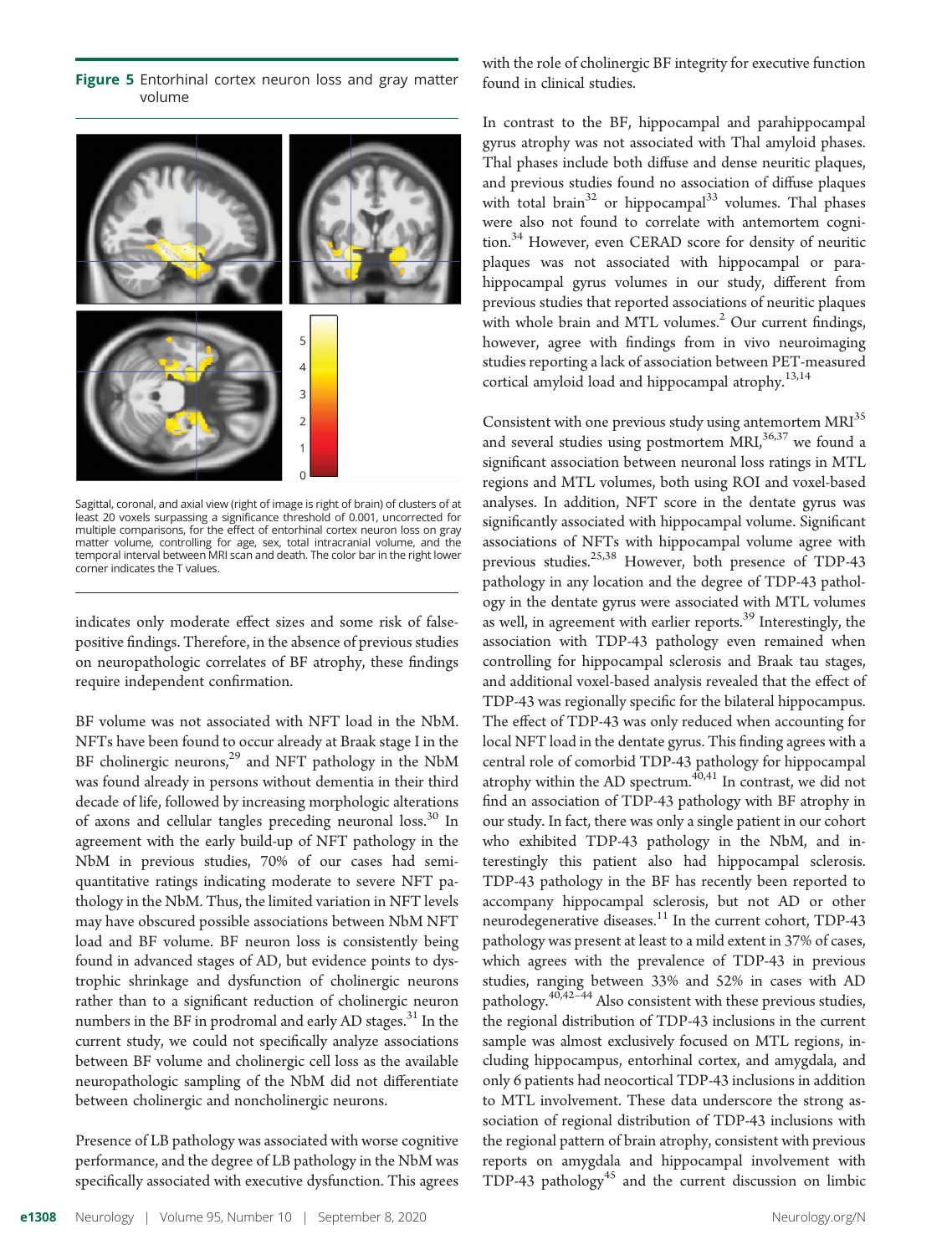**Figure 5** Entorhinal cortex neuron loss and gray matter volume

Sagittal, coronal, and axial view (right of image is right of brain) of clusters of at least 20 voxels surpassing a significance threshold of 0.001, uncorrected for multiple comparisons, for the effect of entorhinal cortex neuron loss on gray matter volume, controlling for age, sex, total intracranial volume, and the temporal interval between MRI scan and death. The color bar in the right lower corner indicates the T values.

indicates only moderate effect sizes and some risk of false-positive findings. Therefore, in the absence of previous studies on neuropathologic correlates of BF atrophy, these findings require independent confirmation.

BF volume was not associated with NFT load in the NbM. NFTs have been found to occur already at Braak stage I in the BF cholinergic neurons,[29] and NFT pathology in the NbM was found already in persons without dementia in their third decade of life, followed by increasing morphologic alterations of axons and cellular tangles preceding neuronal loss.[30] In agreement with the early build-up of NFT pathology in the NbM in previous studies, 70% of our cases had semi-quantitative ratings indicating moderate to severe NFT pathology in the NbM. Thus, the limited variation in NFT levels may have obscured possible associations between NbM NFT load and BF volume. BF neuron loss is consistently being found in advanced stages of AD, but evidence points to dystrophic shrinkage and dysfunction of cholinergic neurons rather than to a significant reduction of cholinergic neuron numbers in the BF in prodromal and early AD stages.[31] In the current study, we could not specifically analyze associations between BF volume and cholinergic cell loss as the available neuropathologic sampling of the NbM did not differentiate between cholinergic and noncholinergic neurons.

Presence of LB pathology was associated with worse cognitive performance, and the degree of LB pathology in the NbM was specifically associated with executive dysfunction. This agrees with the role of cholinergic BF integrity for executive function found in clinical studies.

In contrast to the BF, hippocampal and parahippocampal gyrus atrophy was not associated with Thal amyloid phases. Thal phases include both diffuse and dense neuritic plaques, and previous studies found no association of diffuse plaques with total brain[32] or hippocampal[33] volumes. Thal phases were also not found to correlate with antemortem cognition.[34] However, even CERAD score for density of neuritic plaques was not associated with hippocampal or parahippocampal gyrus volumes in our study, different from previous studies that reported associations of neuritic plaques with whole brain and MTL volumes.[2] Our current findings, however, agree with findings from in vivo neuroimaging studies reporting a lack of association between PET-measured cortical amyloid load and hippocampal atrophy.[13,14]

Consistent with one previous study using antemortem MRI[35] and several studies using postmortem MRI,[36,37] we found a significant association between neuronal loss ratings in MTL regions and MTL volumes, both using ROI and voxel-based analyses. In addition, NFT score in the dentate gyrus was significantly associated with hippocampal volume. Significant associations of NFTs with hippocampal volume agree with previous studies.[25,38] However, both presence of TDP-43 pathology in any location and the degree of TDP-43 pathology in the dentate gyrus were associated with MTL volumes as well, in agreement with earlier reports.[39] Interestingly, the association with TDP-43 pathology even remained when controlling for hippocampal sclerosis and Braak tau stages, and additional voxel-based analysis revealed that the effect of TDP-43 was regionally specific for the bilateral hippocampus. The effect of TDP-43 was only reduced when accounting for local NFT load in the dentate gyrus. This finding agrees with a central role of comorbid TDP-43 pathology for hippocampal atrophy within the AD spectrum.[40,41] In contrast, we did not find an association of TDP-43 pathology with BF atrophy in our study. In fact, there was only a single patient in our cohort who exhibited TDP-43 pathology in the NbM, and interestingly this patient also had hippocampal sclerosis. TDP-43 pathology in the BF has recently been reported to accompany hippocampal sclerosis, but not AD or other neurodegenerative diseases.[11] In the current cohort, TDP-43 pathology was present at least to a mild extent in 37% of cases, which agrees with the prevalence of TDP-43 in previous studies, ranging between 33% and 52% in cases with AD pathology.[40,42–44] Also consistent with these previous studies, the regional distribution of TDP-43 inclusions in the current sample was almost exclusively focused on MTL regions, including hippocampus, entorhinal cortex, and amygdala, and only 6 patients had neocortical TDP-43 inclusions in addition to MTL involvement. These data underscore the strong association of regional distribution of TDP-43 inclusions with the regional pattern of brain atrophy, consistent with previous reports on amygdala and hippocampal involvement with TDP-43 pathology[45] and the current discussion on limbic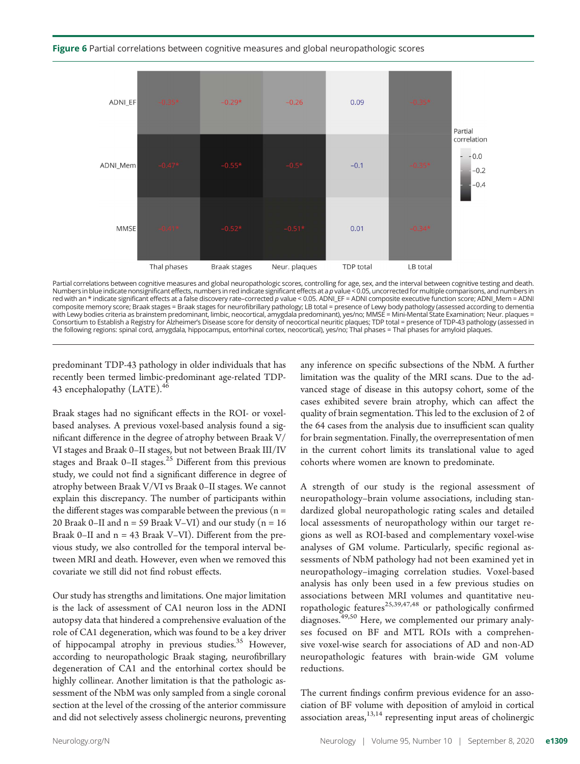**Figure 6** Partial correlations between cognitive measures and global neuropathologic scores

| | Thal phases | Braak stages | Neur. plaques | TDP total | LB total |
|---|---|---|---|---|---|
| ADNI_EF | −0.35* | −0.29* | −0.26 | 0.09 | −0.35* |
| ADNI_Mem | −0.47* | −0.55* | −0.5* | −0.1 | −0.35* |
| MMSE | −0.41* | −0.52* | −0.51* | 0.01 | −0.34* |

Partial correlations between cognitive measures and global neuropathologic scores, controlling for age, sex, and the interval between cognitive testing and death. Numbers in blue indicate nonsignificant effects, numbers in red indicate significant effects at a $p$ value < 0.05, uncorrected for multiple comparisons, and numbers in red with an * indicate significant effects at a false discovery rate–corrected $p$ value < 0.05. ADNI_EF = ADNI composite executive function score; ADNI_Mem = ADNI composite memory score; Braak stages = Braak stages for neurofibrillary pathology; LB total = presence of Lewy body pathology (assessed according to dementia with Lewy bodies criteria as brainstem predominant, limbic, neocortical, amygdala predominant), yes/no; MMSE = Mini-Mental State Examination; Neur. plaques = Consortium to Establish a Registry for Alzheimer's Disease score for density of neocortical neuritic plaques; TDP total = presence of TDP-43 pathology (assessed in the following regions: spinal cord, amygdala, hippocampus, entorhinal cortex, neocortical), yes/no; Thal phases = Thal phases for amyloid plaques.

predominant TDP-43 pathology in older individuals that has recently been termed limbic-predominant age-related TDP-43 encephalopathy (LATE).[46]

Braak stages had no significant effects in the ROI- or voxel-based analyses. A previous voxel-based analysis found a significant difference in the degree of atrophy between Braak V/VI stages and Braak 0–II stages, but not between Braak III/IV stages and Braak 0–II stages.[25] Different from this previous study, we could not find a significant difference in degree of atrophy between Braak V/VI vs Braak 0–II stages. We cannot explain this discrepancy. The number of participants within the different stages was comparable between the previous (n = 20 Braak 0–II and n = 59 Braak V–VI) and our study (n = 16 Braak 0–II and n = 43 Braak V–VI). Different from the previous study, we also controlled for the temporal interval between MRI and death. However, even when we removed this covariate we still did not find robust effects.

Our study has strengths and limitations. One major limitation is the lack of assessment of CA1 neuron loss in the ADNI autopsy data that hindered a comprehensive evaluation of the role of CA1 degeneration, which was found to be a key driver of hippocampal atrophy in previous studies.[35] However, according to neuropathologic Braak staging, neurofibrillary degeneration of CA1 and the entorhinal cortex should be highly collinear. Another limitation is that the pathologic assessment of the NbM was only sampled from a single coronal section at the level of the crossing of the anterior commissure and did not selectively assess cholinergic neurons, preventing any inference on specific subsections of the NbM. A further limitation was the quality of the MRI scans. Due to the advanced stage of disease in this autopsy cohort, some of the cases exhibited severe brain atrophy, which can affect the quality of brain segmentation. This led to the exclusion of 2 of the 64 cases from the analysis due to insufficient scan quality for brain segmentation. Finally, the overrepresentation of men in the current cohort limits its translational value to aged cohorts where women are known to predominate.

A strength of our study is the regional assessment of neuropathology–brain volume associations, including standardized global neuropathologic rating scales and detailed local assessments of neuropathology within our target regions as well as ROI-based and complementary voxel-wise analyses of GM volume. Particularly, specific regional assessments of NbM pathology had not been examined yet in neuropathology–imaging correlation studies. Voxel-based analysis has only been used in a few previous studies on associations between MRI volumes and quantitative neuropathologic features[25,39,47,48] or pathologically confirmed diagnoses.[49,50] Here, we complemented our primary analyses focused on BF and MTL ROIs with a comprehensive voxel-wise search for associations of AD and non-AD neuropathologic features with brain-wide GM volume reductions.

The current findings confirm previous evidence for an association of BF volume with deposition of amyloid in cortical association areas,[13,14] representing input areas of cholinergic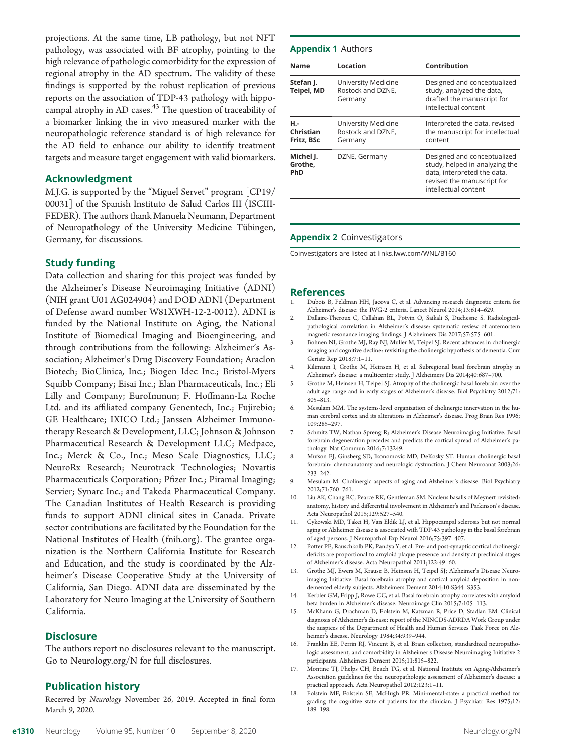projections. At the same time, LB pathology, but not NFT pathology, was associated with BF atrophy, pointing to the high relevance of pathologic comorbidity for the expression of regional atrophy in the AD spectrum. The validity of these findings is supported by the robust replication of previous reports on the association of TDP-43 pathology with hippocampal atrophy in AD cases.[43] The question of traceability of a biomarker linking the in vivo measured marker with the neuropathologic reference standard is of high relevance for the AD field to enhance our ability to identify treatment targets and measure target engagement with valid biomarkers.

## Acknowledgment

M.J.G. is supported by the "Miguel Servet" program [CP19/00031] of the Spanish Instituto de Salud Carlos III (ISCIII-FEDER). The authors thank Manuela Neumann, Department of Neuropathology of the University Medicine Tübingen, Germany, for discussions.

## Study funding

Data collection and sharing for this project was funded by the Alzheimer's Disease Neuroimaging Initiative (ADNI) (NIH grant U01 AG024904) and DOD ADNI (Department of Defense award number W81XWH-12-2-0012). ADNI is funded by the National Institute on Aging, the National Institute of Biomedical Imaging and Bioengineering, and through contributions from the following: Alzheimer's Association; Alzheimer's Drug Discovery Foundation; Araclon Biotech; BioClinica, Inc.; Biogen Idec Inc.; Bristol-Myers Squibb Company; Eisai Inc.; Elan Pharmaceuticals, Inc.; Eli Lilly and Company; EuroImmun; F. Hoffmann-La Roche Ltd. and its affiliated company Genentech, Inc.; Fujirebio; GE Healthcare; IXICO Ltd.; Janssen Alzheimer Immunotherapy Research & Development, LLC; Johnson & Johnson Pharmaceutical Research & Development LLC; Medpace, Inc.; Merck & Co., Inc.; Meso Scale Diagnostics, LLC; NeuroRx Research; Neurotrack Technologies; Novartis Pharmaceuticals Corporation; Pfizer Inc.; Piramal Imaging; Servier; Synarc Inc.; and Takeda Pharmaceutical Company. The Canadian Institutes of Health Research is providing funds to support ADNI clinical sites in Canada. Private sector contributions are facilitated by the Foundation for the National Institutes of Health (fnih.org). The grantee organization is the Northern California Institute for Research and Education, and the study is coordinated by the Alzheimer's Disease Cooperative Study at the University of California, San Diego. ADNI data are disseminated by the Laboratory for Neuro Imaging at the University of Southern California.

## Disclosure

The authors report no disclosures relevant to the manuscript. Go to Neurology.org/N for full disclosures.

## Publication history

Received by *Neurology* November 26, 2019. Accepted in final form March 9, 2020.

## Appendix 1 Authors

| Name | Location | Contribution |
|---|---|---|
| **Stefan J. Teipel, MD** | University Medicine Rostock and DZNE, Germany | Designed and conceptualized study, analyzed the data, drafted the manuscript for intellectual content |
| **H.-Christian Fritz, BSc** | University Medicine Rostock and DZNE, Germany | Interpreted the data, revised the manuscript for intellectual content |
| **Michel J. Grothe, PhD** | DZNE, Germany | Designed and conceptualized study, helped in analyzing the data, interpreted the data, revised the manuscript for intellectual content |

## Appendix 2 Coinvestigators

Coinvestigators are listed at links.lww.com/WNL/B160

## References

1. Dubois B, Feldman HH, Jacova C, et al. Advancing research diagnostic criteria for Alzheimer's disease: the IWG-2 criteria. Lancet Neurol 2014;13:614–629.
2. Dallaire-Theroux C, Callahan BL, Potvin O, Saikali S, Duchesne S. Radiological-pathological correlation in Alzheimer's disease: systematic review of antemortem magnetic resonance imaging findings. J Alzheimers Dis 2017;57:575–601.
3. Bohnen NI, Grothe MJ, Ray NJ, Muller M, Teipel SJ. Recent advances in cholinergic imaging and cognitive decline: revisiting the cholinergic hypothesis of dementia. Curr Geriatr Rep 2018;7:1–11.
4. Kilimann I, Grothe M, Heinsen H, et al. Subregional basal forebrain atrophy in Alzheimer's disease: a multicenter study. J Alzheimers Dis 2014;40:687–700.
5. Grothe M, Heinsen H, Teipel SJ. Atrophy of the cholinergic basal forebrain over the adult age range and in early stages of Alzheimer's disease. Biol Psychiatry 2012;71:805–813.
6. Mesulam MM. The systems-level organization of cholinergic innervation in the human cerebral cortex and its alterations in Alzheimer's disease. Prog Brain Res 1996;109:285–297.
7. Schmitz TW, Nathan Spreng R; Alzheimer's Disease Neuroimaging Initiative. Basal forebrain degeneration precedes and predicts the cortical spread of Alzheimer's pathology. Nat Commun 2016;7:13249.
8. Mufson EJ, Ginsberg SD, Ikonomovic MD, DeKosky ST. Human cholinergic basal forebrain: chemoanatomy and neurologic dysfunction. J Chem Neuroanat 2003;26:233–242.
9. Mesulam M. Cholinergic aspects of aging and Alzheimer's disease. Biol Psychiatry 2012;71:760–761.
10. Liu AK, Chang RC, Pearce RK, Gentleman SM. Nucleus basalis of Meynert revisited: anatomy, history and differential involvement in Alzheimer's and Parkinson's disease. Acta Neuropathol 2015;129:527–540.
11. Cykowski MD, Takei H, Van Eldik LJ, et al. Hippocampal sclerosis but not normal aging or Alzheimer disease is associated with TDP-43 pathology in the basal forebrain of aged persons. J Neuropathol Exp Neurol 2016;75:397–407.
12. Potter PE, Rauschkolb PK, Pandya Y, et al. Pre- and post-synaptic cortical cholinergic deficits are proportional to amyloid plaque presence and density at preclinical stages of Alzheimer's disease. Acta Neuropathol 2011;122:49–60.
13. Grothe MJ, Ewers M, Krause B, Heinsen H, Teipel SJ; Alzheimer's Disease Neuroimaging Initiative. Basal forebrain atrophy and cortical amyloid deposition in nondemented elderly subjects. Alzheimers Dement 2014;10:S344–S353.
14. Kerbler GM, Fripp J, Rowe CC, et al. Basal forebrain atrophy correlates with amyloid beta burden in Alzheimer's disease. Neuroimage Clin 2015;7:105–113.
15. McKhann G, Drachman D, Folstein M, Katzman R, Price D, Stadlan EM. Clinical diagnosis of Alzheimer's disease: report of the NINCDS-ADRDA Work Group under the auspices of the Department of Health and Human Services Task Force on Alzheimer's disease. Neurology 1984;34:939–944.
16. Franklin EE, Perrin RJ, Vincent B, et al. Brain collection, standardized neuropathologic assessment, and comorbidity in Alzheimer's Disease Neuroimaging Initiative 2 participants. Alzheimers Dement 2015;11:815–822.
17. Montine TJ, Phelps CH, Beach TG, et al. National Institute on Aging-Alzheimer's Association guidelines for the neuropathologic assessment of Alzheimer's disease: a practical approach. Acta Neuropathol 2012;123:1–11.
18. Folstein MF, Folstein SE, McHugh PR. Mini-mental-state: a practical method for grading the cognitive state of patients for the clinician. J Psychiatr Res 1975;12:189–198.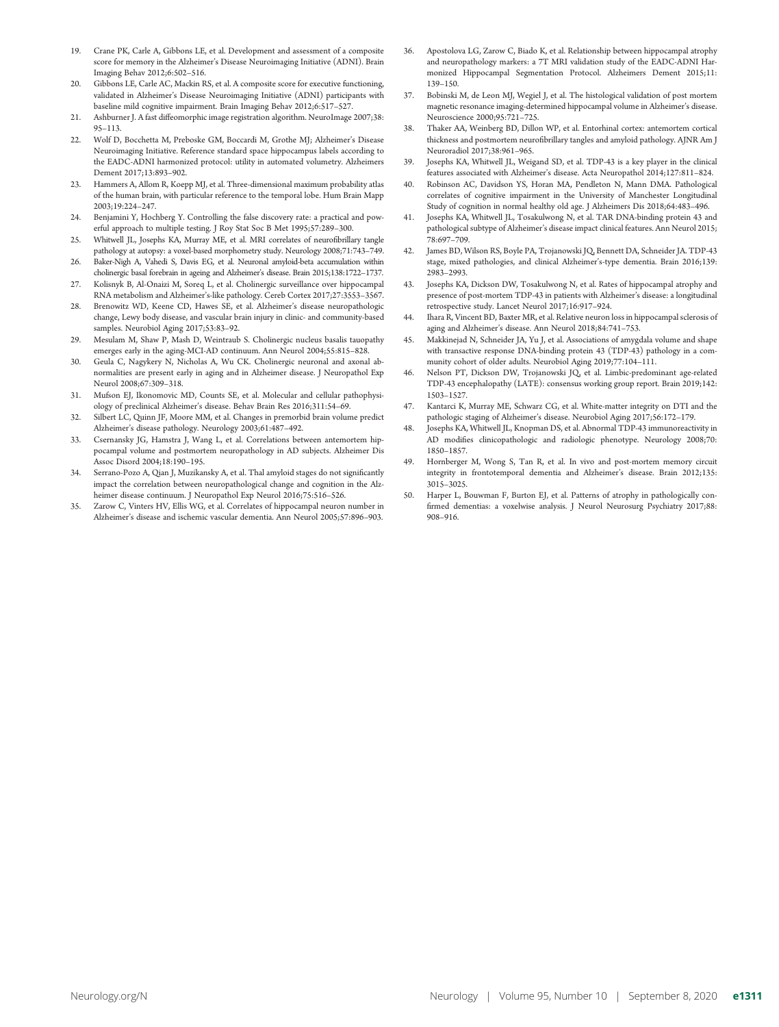19. Crane PK, Carle A, Gibbons LE, et al. Development and assessment of a composite score for memory in the Alzheimer's Disease Neuroimaging Initiative (ADNI). Brain Imaging Behav 2012;6:502–516.
20. Gibbons LE, Carle AC, Mackin RS, et al. A composite score for executive functioning, validated in Alzheimer's Disease Neuroimaging Initiative (ADNI) participants with baseline mild cognitive impairment. Brain Imaging Behav 2012;6:517–527.
21. Ashburner J. A fast diffeomorphic image registration algorithm. NeuroImage 2007;38: 95–113.
22. Wolf D, Bocchetta M, Preboske GM, Boccardi M, Grothe MJ; Alzheimer's Disease Neuroimaging Initiative. Reference standard space hippocampus labels according to the EADC-ADNI harmonized protocol: utility in automated volumetry. Alzheimers Dement 2017;13:893–902.
23. Hammers A, Allom R, Koepp MJ, et al. Three-dimensional maximum probability atlas of the human brain, with particular reference to the temporal lobe. Hum Brain Mapp 2003;19:224–247.
24. Benjamini Y, Hochberg Y. Controlling the false discovery rate: a practical and powerful approach to multiple testing. J Roy Stat Soc B Met 1995;57:289–300.
25. Whitwell JL, Josephs KA, Murray ME, et al. MRI correlates of neurofibrillary tangle pathology at autopsy: a voxel-based morphometry study. Neurology 2008;71:743–749.
26. Baker-Nigh A, Vahedi S, Davis EG, et al. Neuronal amyloid-beta accumulation within cholinergic basal forebrain in ageing and Alzheimer's disease. Brain 2015;138:1722–1737.
27. Kolisnyk B, Al-Onaizi M, Soreq L, et al. Cholinergic surveillance over hippocampal RNA metabolism and Alzheimer's-like pathology. Cereb Cortex 2017;27:3553–3567.
28. Brenowitz WD, Keene CD, Hawes SE, et al. Alzheimer's disease neuropathologic change, Lewy body disease, and vascular brain injury in clinic- and community-based samples. Neurobiol Aging 2017;53:83–92.
29. Mesulam M, Shaw P, Mash D, Weintraub S. Cholinergic nucleus basalis tauopathy emerges early in the aging-MCI-AD continuum. Ann Neurol 2004;55:815–828.
30. Geula C, Nagykery N, Nicholas A, Wu CK. Cholinergic neuronal and axonal abnormalities are present early in aging and in Alzheimer disease. J Neuropathol Exp Neurol 2008;67:309–318.
31. Mufson EJ, Ikonomovic MD, Counts SE, et al. Molecular and cellular pathophysiology of preclinical Alzheimer's disease. Behav Brain Res 2016;311:54–69.
32. Silbert LC, Quinn JF, Moore MM, et al. Changes in premorbid brain volume predict Alzheimer's disease pathology. Neurology 2003;61:487–492.
33. Csernansky JG, Hamstra J, Wang L, et al. Correlations between antemortem hippocampal volume and postmortem neuropathology in AD subjects. Alzheimer Dis Assoc Disord 2004;18:190–195.
34. Serrano-Pozo A, Qian J, Muzikansky A, et al. Thal amyloid stages do not significantly impact the correlation between neuropathological change and cognition in the Alzheimer disease continuum. J Neuropathol Exp Neurol 2016;75:516–526.
35. Zarow C, Vinters HV, Ellis WG, et al. Correlates of hippocampal neuron number in Alzheimer's disease and ischemic vascular dementia. Ann Neurol 2005;57:896–903.
36. Apostolova LG, Zarow C, Biado K, et al. Relationship between hippocampal atrophy and neuropathology markers: a 7T MRI validation study of the EADC-ADNI Harmonized Hippocampal Segmentation Protocol. Alzheimers Dement 2015;11: 139–150.
37. Bobinski M, de Leon MJ, Wegiel J, et al. The histological validation of post mortem magnetic resonance imaging-determined hippocampal volume in Alzheimer's disease. Neuroscience 2000;95:721–725.
38. Thaker AA, Weinberg BD, Dillon WP, et al. Entorhinal cortex: antemortem cortical thickness and postmortem neurofibrillary tangles and amyloid pathology. AJNR Am J Neuroradiol 2017;38:961–965.
39. Josephs KA, Whitwell JL, Weigand SD, et al. TDP-43 is a key player in the clinical features associated with Alzheimer's disease. Acta Neuropathol 2014;127:811–824.
40. Robinson AC, Davidson YS, Horan MA, Pendleton N, Mann DMA. Pathological correlates of cognitive impairment in the University of Manchester Longitudinal Study of cognition in normal healthy old age. J Alzheimers Dis 2018;64:483–496.
41. Josephs KA, Whitwell JL, Tosakulwong N, et al. TAR DNA-binding protein 43 and pathological subtype of Alzheimer's disease impact clinical features. Ann Neurol 2015; 78:697–709.
42. James BD, Wilson RS, Boyle PA, Trojanowski JQ, Bennett DA, Schneider JA. TDP-43 stage, mixed pathologies, and clinical Alzheimer's-type dementia. Brain 2016;139: 2983–2993.
43. Josephs KA, Dickson DW, Tosakulwong N, et al. Rates of hippocampal atrophy and presence of post-mortem TDP-43 in patients with Alzheimer's disease: a longitudinal retrospective study. Lancet Neurol 2017;16:917–924.
44. Ihara R, Vincent BD, Baxter MR, et al. Relative neuron loss in hippocampal sclerosis of aging and Alzheimer's disease. Ann Neurol 2018;84:741–753.
45. Makkinejad N, Schneider JA, Yu J, et al. Associations of amygdala volume and shape with transactive response DNA-binding protein 43 (TDP-43) pathology in a community cohort of older adults. Neurobiol Aging 2019;77:104–111.
46. Nelson PT, Dickson DW, Trojanowski JQ, et al. Limbic-predominant age-related TDP-43 encephalopathy (LATE): consensus working group report. Brain 2019;142: 1503–1527.
47. Kantarci K, Murray ME, Schwarz CG, et al. White-matter integrity on DTI and the pathologic staging of Alzheimer's disease. Neurobiol Aging 2017;56:172–179.
48. Josephs KA, Whitwell JL, Knopman DS, et al. Abnormal TDP-43 immunoreactivity in AD modifies clinicopathologic and radiologic phenotype. Neurology 2008;70: 1850–1857.
49. Hornberger M, Wong S, Tan R, et al. In vivo and post-mortem memory circuit integrity in frontotemporal dementia and Alzheimer's disease. Brain 2012;135: 3015–3025.
50. Harper L, Bouwman F, Burton EJ, et al. Patterns of atrophy in pathologically confirmed dementias: a voxelwise analysis. J Neurol Neurosurg Psychiatry 2017;88: 908–916.